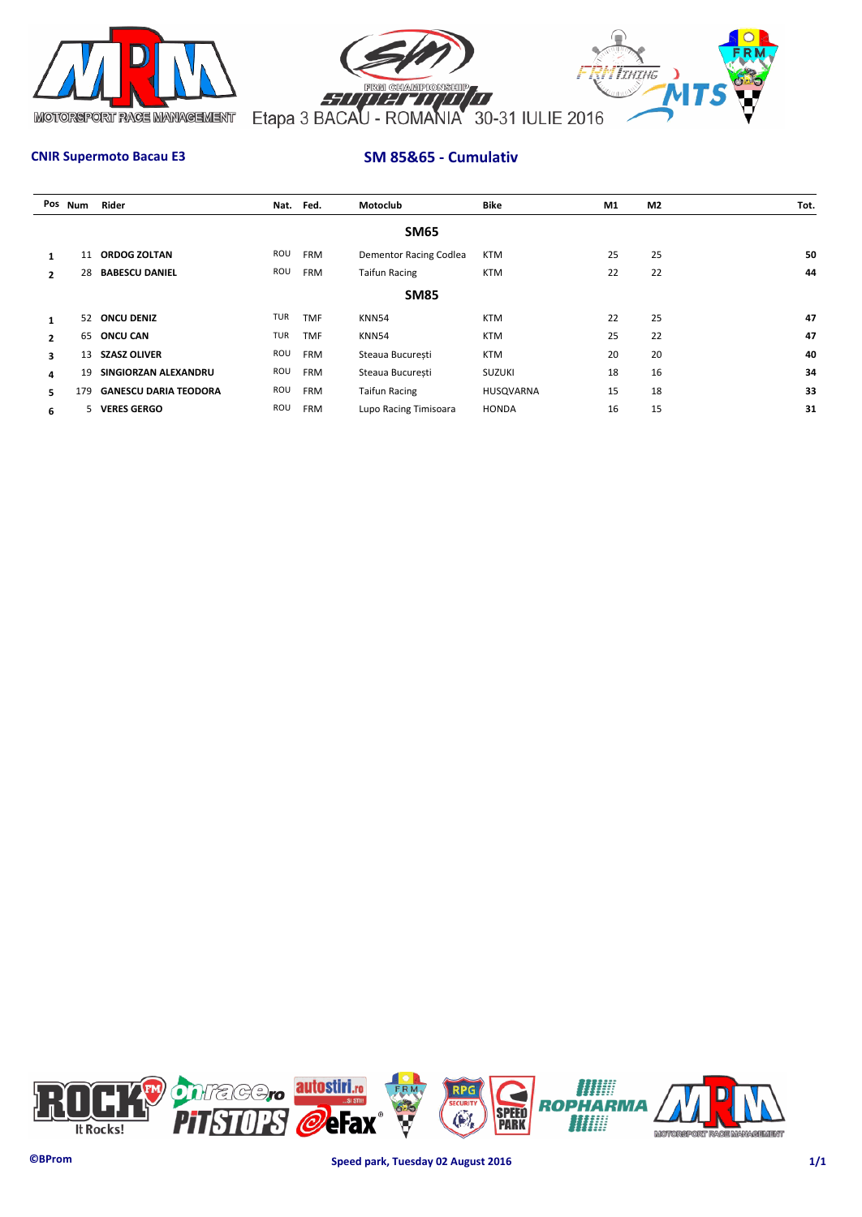Etapa 3 BACAU - ROMANIA 30-31 IULIE 2016

**CNIR Supermoto Bacau E3**

## SM 85&65 - Cumulativ

| Pos | Num | Rider | Nat. | Fed. | Motoclub | Bike | M1 | M2 | Tot. |
|---|---|---|---|---|---|---|---|---|---|
| | | | | | **SM65** | | | | |
| 1 | 11 | **ORDOG ZOLTAN** | ROU | FRM | Dementor Racing Codlea | KTM | 25 | 25 | **50** |
| 2 | 28 | **BABESCU DANIEL** | ROU | FRM | Taifun Racing | KTM | 22 | 22 | **44** |
| | | | | | **SM85** | | | | |
| 1 | 52 | **ONCU DENIZ** | TUR | TMF | KNN54 | KTM | 22 | 25 | **47** |
| 2 | 65 | **ONCU CAN** | TUR | TMF | KNN54 | KTM | 25 | 22 | **47** |
| 3 | 13 | **SZASZ OLIVER** | ROU | FRM | Steaua București | KTM | 20 | 20 | **40** |
| 4 | 19 | **SINGIORZAN ALEXANDRU** | ROU | FRM | Steaua București | SUZUKI | 18 | 16 | **34** |
| 5 | 179 | **GANESCU DARIA TEODORA** | ROU | FRM | Taifun Racing | HUSQVARNA | 15 | 18 | **33** |
| 6 | 5 | **VERES GERGO** | ROU | FRM | Lupo Racing Timisoara | HONDA | 16 | 15 | **31** |

©BProm

Speed park, Tuesday 02 August 2016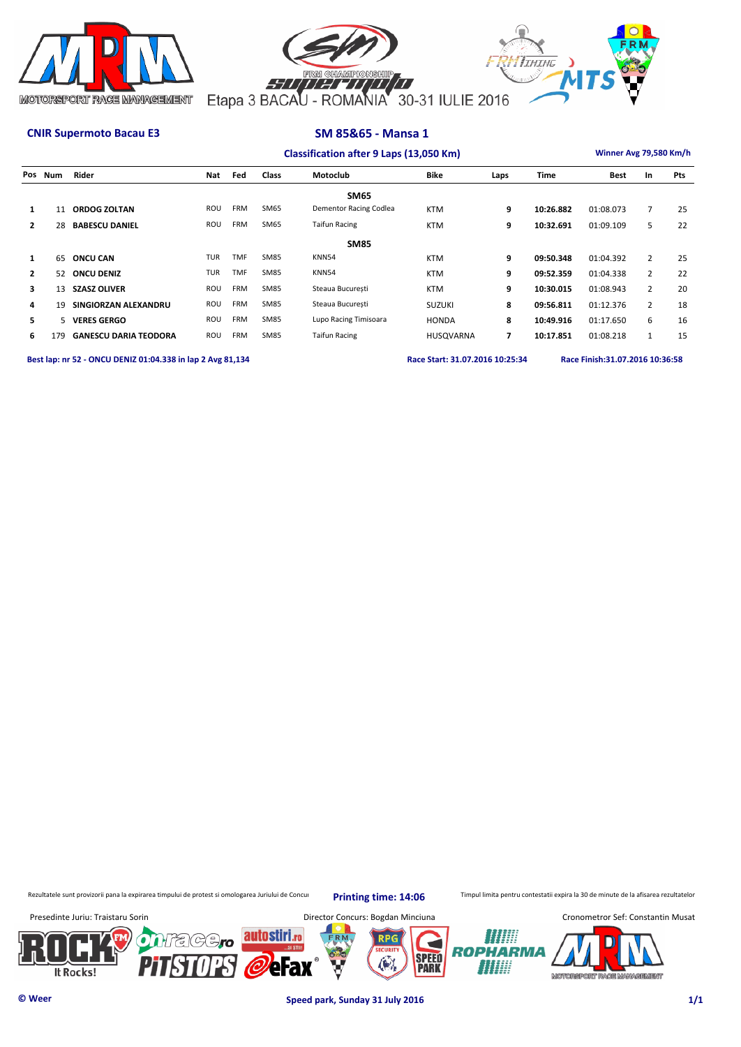Etapa 3 BACAU - ROMANIA 30-31 IULIE 2016

**CNIR Supermoto Bacau E3**

## SM 85&65 - Mansa 1

**Classification after 9 Laps (13,050 Km)**

**Winner Avg 79,580 Km/h**

| Pos | Num | Rider | Nat | Fed | Class | Motoclub | Bike | Laps | Time | Best | In | Pts |
|---|---|---|---|---|---|---|---|---|---|---|---|---|
| | | | | | | **SM65** | | | | | | |
| **1** | 11 | **ORDOG ZOLTAN** | ROU | FRM | SM65 | Dementor Racing Codlea | KTM | **9** | **10:26.882** | 01:08.073 | 7 | 25 |
| **2** | 28 | **BABESCU DANIEL** | ROU | FRM | SM65 | Taifun Racing | KTM | **9** | **10:32.691** | 01:09.109 | 5 | 22 |
| | | | | | | **SM85** | | | | | | |
| **1** | 65 | **ONCU CAN** | TUR | TMF | SM85 | KNN54 | KTM | **9** | **09:50.348** | 01:04.392 | 2 | 25 |
| **2** | 52 | **ONCU DENIZ** | TUR | TMF | SM85 | KNN54 | KTM | **9** | **09:52.359** | 01:04.338 | 2 | 22 |
| **3** | 13 | **SZASZ OLIVER** | ROU | FRM | SM85 | Steaua București | KTM | **9** | **10:30.015** | 01:08.943 | 2 | 20 |
| **4** | 19 | **SINGIORZAN ALEXANDRU** | ROU | FRM | SM85 | Steaua București | SUZUKI | **8** | **09:56.811** | 01:12.376 | 2 | 18 |
| **5** | 5 | **VERES GERGO** | ROU | FRM | SM85 | Lupo Racing Timisoara | HONDA | **8** | **10:49.916** | 01:17.650 | 6 | 16 |
| **6** | 179 | **GANESCU DARIA TEODORA** | ROU | FRM | SM85 | Taifun Racing | HUSQVARNA | **7** | **10:17.851** | 01:08.218 | 1 | 15 |

**Best lap: nr 52 - ONCU DENIZ 01:04.338 in lap 2 Avg 81,134**

**Race Start: 31.07.2016 10:25:34**

**Race Finish:31.07.2016 10:36:58**

Rezultatele sunt provizorii pana la expirarea timpului de protest si omologarea Juriului de Concu

**Printing time: 14:06**

Timpul limita pentru contestatii expira la 30 de minute de la afisarea rezultatelor

Presedinte Juriu: Traistaru Sorin

Director Concurs: Bogdan Minciuna

Cronometror Sef: Constantin Musat

**© Weer**

**Speed park, Sunday 31 July 2016**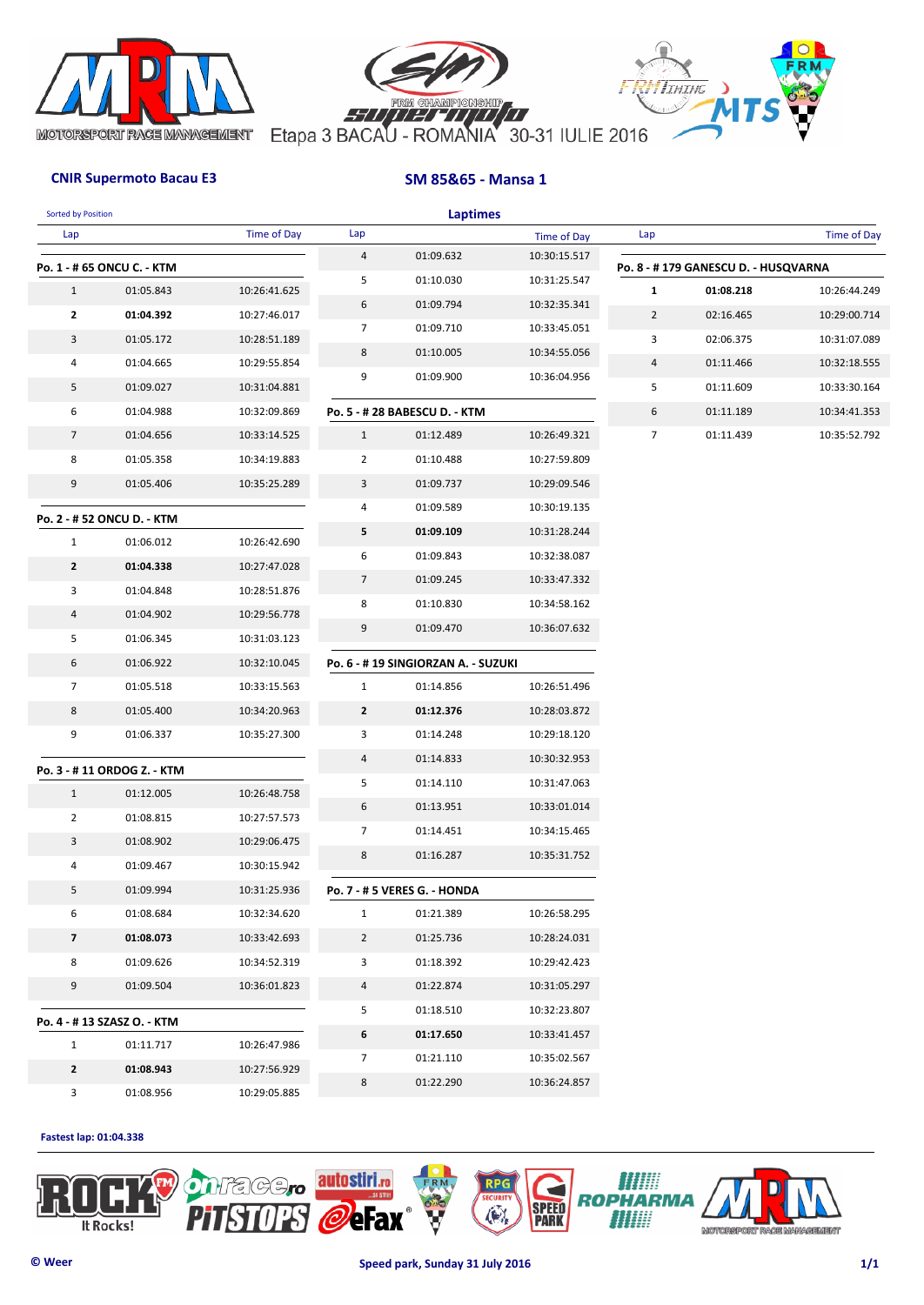Etapa 3 BACAU - ROMANIA 30-31 IULIE 2016

**CNIR Supermoto Bacau E3**

**SM 85&65 - Mansa 1**

Sorted by Position

**Laptimes**

**Po. 1 - # 65 ONCU C. - KTM**

| Lap | | Time of Day |
|---|---|---|
| 1 | 01:05.843 | 10:26:41.625 |
| **2** | **01:04.392** | 10:27:46.017 |
| 3 | 01:05.172 | 10:28:51.189 |
| 4 | 01:04.665 | 10:29:55.854 |
| 5 | 01:09.027 | 10:31:04.881 |
| 6 | 01:04.988 | 10:32:09.869 |
| 7 | 01:04.656 | 10:33:14.525 |
| 8 | 01:05.358 | 10:34:19.883 |
| 9 | 01:05.406 | 10:35:25.289 |

**Po. 2 - # 52 ONCU D. - KTM**

| Lap | | Time of Day |
|---|---|---|
| 1 | 01:06.012 | 10:26:42.690 |
| **2** | **01:04.338** | 10:27:47.028 |
| 3 | 01:04.848 | 10:28:51.876 |
| 4 | 01:04.902 | 10:29:56.778 |
| 5 | 01:06.345 | 10:31:03.123 |
| 6 | 01:06.922 | 10:32:10.045 |
| 7 | 01:05.518 | 10:33:15.563 |
| 8 | 01:05.400 | 10:34:20.963 |
| 9 | 01:06.337 | 10:35:27.300 |

**Po. 3 - # 11 ORDOG Z. - KTM**

| Lap | | Time of Day |
|---|---|---|
| 1 | 01:12.005 | 10:26:48.758 |
| 2 | 01:08.815 | 10:27:57.573 |
| 3 | 01:08.902 | 10:29:06.475 |
| 4 | 01:09.467 | 10:30:15.942 |
| 5 | 01:09.994 | 10:31:25.936 |
| 6 | 01:08.684 | 10:32:34.620 |
| **7** | **01:08.073** | 10:33:42.693 |
| 8 | 01:09.626 | 10:34:52.319 |
| 9 | 01:09.504 | 10:36:01.823 |

**Po. 4 - # 13 SZASZ O. - KTM**

| Lap | | Time of Day |
|---|---|---|
| 1 | 01:11.717 | 10:26:47.986 |
| **2** | **01:08.943** | 10:27:56.929 |
| 3 | 01:08.956 | 10:29:05.885 |
| 4 | 01:09.632 | 10:30:15.517 |
| 5 | 01:10.030 | 10:31:25.547 |
| 6 | 01:09.794 | 10:32:35.341 |
| 7 | 01:09.710 | 10:33:45.051 |
| 8 | 01:10.005 | 10:34:55.056 |
| 9 | 01:09.900 | 10:36:04.956 |

**Po. 5 - # 28 BABESCU D. - KTM**

| Lap | | Time of Day |
|---|---|---|
| 1 | 01:12.489 | 10:26:49.321 |
| 2 | 01:10.488 | 10:27:59.809 |
| 3 | 01:09.737 | 10:29:09.546 |
| 4 | 01:09.589 | 10:30:19.135 |
| **5** | **01:09.109** | 10:31:28.244 |
| 6 | 01:09.843 | 10:32:38.087 |
| 7 | 01:09.245 | 10:33:47.332 |
| 8 | 01:10.830 | 10:34:58.162 |
| 9 | 01:09.470 | 10:36:07.632 |

**Po. 6 - # 19 SINGIORZAN A. - SUZUKI**

| Lap | | Time of Day |
|---|---|---|
| 1 | 01:14.856 | 10:26:51.496 |
| **2** | **01:12.376** | 10:28:03.872 |
| 3 | 01:14.248 | 10:29:18.120 |
| 4 | 01:14.833 | 10:30:32.953 |
| 5 | 01:14.110 | 10:31:47.063 |
| 6 | 01:13.951 | 10:33:01.014 |
| 7 | 01:14.451 | 10:34:15.465 |
| 8 | 01:16.287 | 10:35:31.752 |

**Po. 7 - # 5 VERES G. - HONDA**

| Lap | | Time of Day |
|---|---|---|
| 1 | 01:21.389 | 10:26:58.295 |
| 2 | 01:25.736 | 10:28:24.031 |
| 3 | 01:18.392 | 10:29:42.423 |
| 4 | 01:22.874 | 10:31:05.297 |
| 5 | 01:18.510 | 10:32:23.807 |
| **6** | **01:17.650** | 10:33:41.457 |
| 7 | 01:21.110 | 10:35:02.567 |
| 8 | 01:22.290 | 10:36:24.857 |

**Po. 8 - # 179 GANESCU D. - HUSQVARNA**

| Lap | | Time of Day |
|---|---|---|
| **1** | **01:08.218** | 10:26:44.249 |
| 2 | 02:16.465 | 10:29:00.714 |
| 3 | 02:06.375 | 10:31:07.089 |
| 4 | 01:11.466 | 10:32:18.555 |
| 5 | 01:11.609 | 10:33:30.164 |
| 6 | 01:11.189 | 10:34:41.353 |
| 7 | 01:11.439 | 10:35:52.792 |

**Fastest lap: 01:04.338**

© Weer

**Speed park, Sunday 31 July 2016**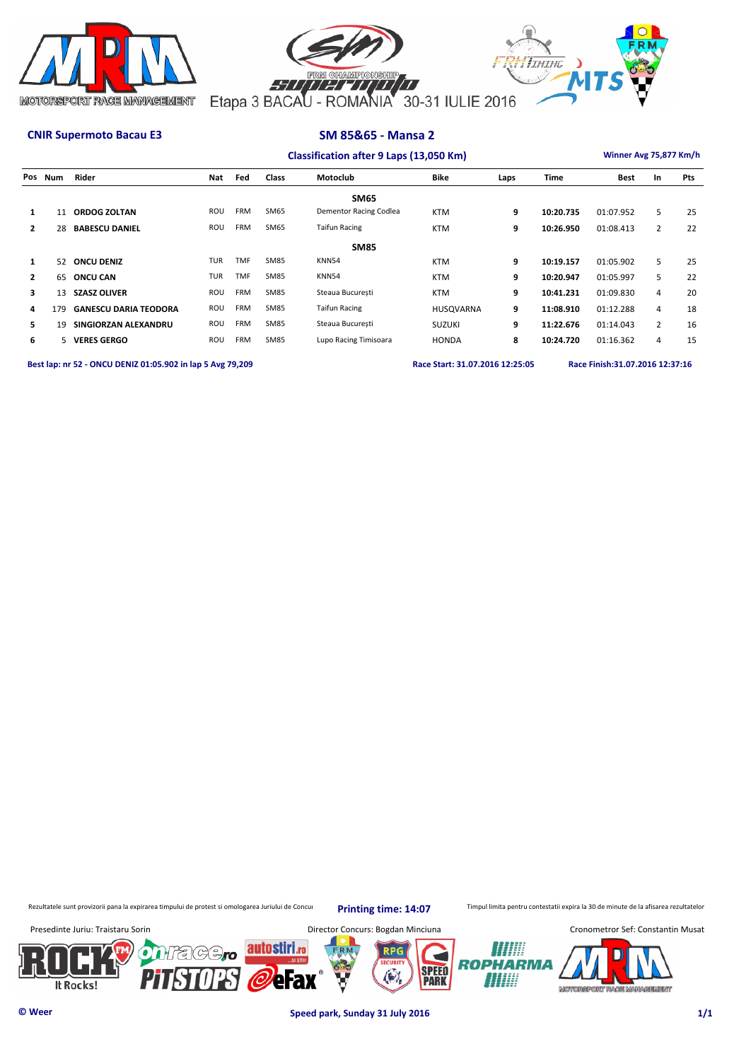Etapa 3 BACAU - ROMANIA 30-31 IULIE 2016

**CNIR Supermoto Bacau E3**

## SM 85&65 - Mansa 2

**Classification after 9 Laps (13,050 Km)**

**Winner Avg 75,877 Km/h**

| Pos | Num | Rider | Nat | Fed | Class | Motoclub | Bike | Laps | Time | Best | In | Pts |
|---|---|---|---|---|---|---|---|---|---|---|---|---|
| | | | | | | **SM65** | | | | | | |
| 1 | 11 | **ORDOG ZOLTAN** | ROU | FRM | SM65 | Dementor Racing Codlea | KTM | 9 | **10:20.735** | 01:07.952 | 5 | 25 |
| 2 | 28 | **BABESCU DANIEL** | ROU | FRM | SM65 | Taifun Racing | KTM | 9 | **10:26.950** | 01:08.413 | 2 | 22 |
| | | | | | | **SM85** | | | | | | |
| 1 | 52 | **ONCU DENIZ** | TUR | TMF | SM85 | KNN54 | KTM | 9 | **10:19.157** | 01:05.902 | 5 | 25 |
| 2 | 65 | **ONCU CAN** | TUR | TMF | SM85 | KNN54 | KTM | 9 | **10:20.947** | 01:05.997 | 5 | 22 |
| 3 | 13 | **SZASZ OLIVER** | ROU | FRM | SM85 | Steaua București | KTM | 9 | **10:41.231** | 01:09.830 | 4 | 20 |
| 4 | 179 | **GANESCU DARIA TEODORA** | ROU | FRM | SM85 | Taifun Racing | HUSQVARNA | 9 | **11:08.910** | 01:12.288 | 4 | 18 |
| 5 | 19 | **SINGIORZAN ALEXANDRU** | ROU | FRM | SM85 | Steaua București | SUZUKI | 9 | **11:22.676** | 01:14.043 | 2 | 16 |
| 6 | 5 | **VERES GERGO** | ROU | FRM | SM85 | Lupo Racing Timisoara | HONDA | 8 | **10:24.720** | 01:16.362 | 4 | 15 |

**Best lap: nr 52 - ONCU DENIZ 01:05.902 in lap 5 Avg 79,209**

**Race Start: 31.07.2016 12:25:05**

**Race Finish:31.07.2016 12:37:16**

Rezultatele sunt provizorii pana la expirarea timpului de protest si omologarea Juriului de Concu

**Printing time: 14:07**

Timpul limita pentru contestatii expira la 30 de minute de la afisarea rezultatelor

Presedinte Juriu: Traistaru Sorin

Director Concurs: Bogdan Minciuna

Cronometror Sef: Constantin Musat

**© Weer**

**Speed park, Sunday 31 July 2016**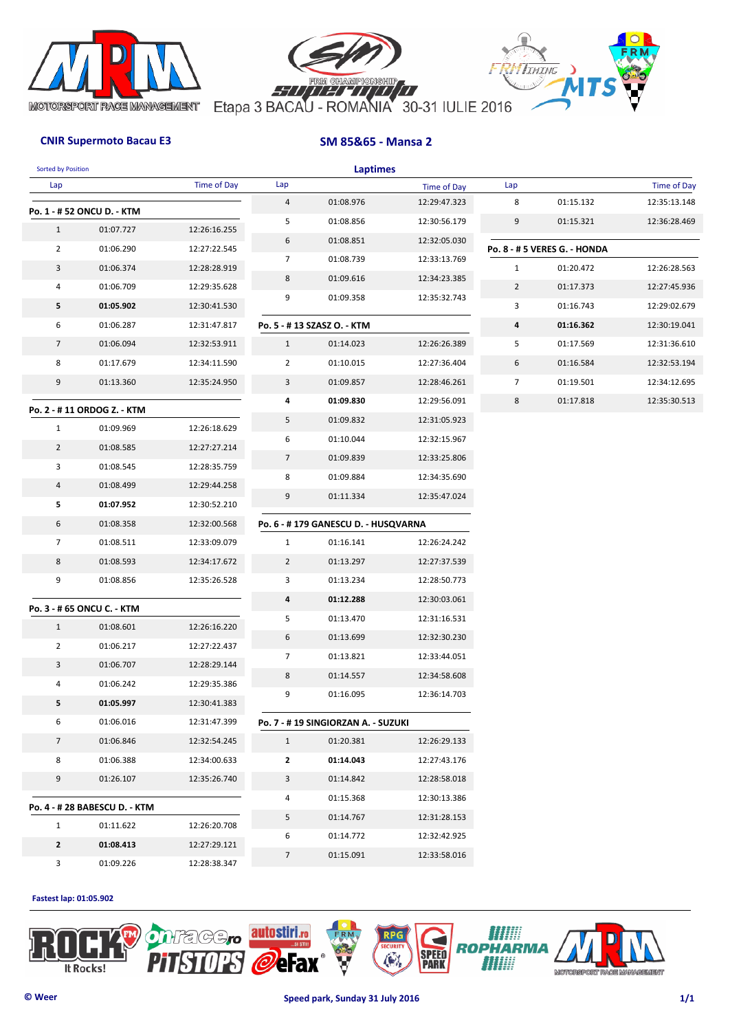Etapa 3 BACAU - ROMANIA 30-31 IULIE 2016

**CNIR Supermoto Bacau E3**

## SM 85&65 - Mansa 2

Sorted by Position

### Laptimes

**Po. 1 - # 52 ONCU D. - KTM**

| Lap | | Time of Day |
|---|---|---|
| 1 | 01:07.727 | 12:26:16.255 |
| 2 | 01:06.290 | 12:27:22.545 |
| 3 | 01:06.374 | 12:28:28.919 |
| 4 | 01:06.709 | 12:29:35.628 |
| **5** | **01:05.902** | 12:30:41.530 |
| 6 | 01:06.287 | 12:31:47.817 |
| 7 | 01:06.094 | 12:32:53.911 |
| 8 | 01:17.679 | 12:34:11.590 |
| 9 | 01:13.360 | 12:35:24.950 |

**Po. 2 - # 11 ORDOG Z. - KTM**

| Lap | | Time of Day |
|---|---|---|
| 1 | 01:09.969 | 12:26:18.629 |
| 2 | 01:08.585 | 12:27:27.214 |
| 3 | 01:08.545 | 12:28:35.759 |
| 4 | 01:08.499 | 12:29:44.258 |
| **5** | **01:07.952** | 12:30:52.210 |
| 6 | 01:08.358 | 12:32:00.568 |
| 7 | 01:08.511 | 12:33:09.079 |
| 8 | 01:08.593 | 12:34:17.672 |
| 9 | 01:08.856 | 12:35:26.528 |

**Po. 3 - # 65 ONCU C. - KTM**

| Lap | | Time of Day |
|---|---|---|
| 1 | 01:08.601 | 12:26:16.220 |
| 2 | 01:06.217 | 12:27:22.437 |
| 3 | 01:06.707 | 12:28:29.144 |
| 4 | 01:06.242 | 12:29:35.386 |
| **5** | **01:05.997** | 12:30:41.383 |
| 6 | 01:06.016 | 12:31:47.399 |
| 7 | 01:06.846 | 12:32:54.245 |
| 8 | 01:06.388 | 12:34:00.633 |
| 9 | 01:26.107 | 12:35:26.740 |

**Po. 4 - # 28 BABESCU D. - KTM**

| Lap | | Time of Day |
|---|---|---|
| 1 | 01:11.622 | 12:26:20.708 |
| **2** | **01:08.413** | 12:27:29.121 |
| 3 | 01:09.226 | 12:28:38.347 |
| 4 | 01:08.976 | 12:29:47.323 |
| 5 | 01:08.856 | 12:30:56.179 |
| 6 | 01:08.851 | 12:32:05.030 |
| 7 | 01:08.739 | 12:33:13.769 |
| 8 | 01:09.616 | 12:34:23.385 |
| 9 | 01:09.358 | 12:35:32.743 |

**Po. 5 - # 13 SZASZ O. - KTM**

| Lap | | Time of Day |
|---|---|---|
| 1 | 01:14.023 | 12:26:26.389 |
| 2 | 01:10.015 | 12:27:36.404 |
| 3 | 01:09.857 | 12:28:46.261 |
| **4** | **01:09.830** | 12:29:56.091 |
| 5 | 01:09.832 | 12:31:05.923 |
| 6 | 01:10.044 | 12:32:15.967 |
| 7 | 01:09.839 | 12:33:25.806 |
| 8 | 01:09.884 | 12:34:35.690 |
| 9 | 01:11.334 | 12:35:47.024 |

**Po. 6 - # 179 GANESCU D. - HUSQVARNA**

| Lap | | Time of Day |
|---|---|---|
| 1 | 01:16.141 | 12:26:24.242 |
| 2 | 01:13.297 | 12:27:37.539 |
| 3 | 01:13.234 | 12:28:50.773 |
| **4** | **01:12.288** | 12:30:03.061 |
| 5 | 01:13.470 | 12:31:16.531 |
| 6 | 01:13.699 | 12:32:30.230 |
| 7 | 01:13.821 | 12:33:44.051 |
| 8 | 01:14.557 | 12:34:58.608 |
| 9 | 01:16.095 | 12:36:14.703 |

**Po. 7 - # 19 SINGIORZAN A. - SUZUKI**

| Lap | | Time of Day |
|---|---|---|
| 1 | 01:20.381 | 12:26:29.133 |
| **2** | **01:14.043** | 12:27:43.176 |
| 3 | 01:14.842 | 12:28:58.018 |
| 4 | 01:15.368 | 12:30:13.386 |
| 5 | 01:14.767 | 12:31:28.153 |
| 6 | 01:14.772 | 12:32:42.925 |
| 7 | 01:15.091 | 12:33:58.016 |
| 8 | 01:15.132 | 12:35:13.148 |
| 9 | 01:15.321 | 12:36:28.469 |

**Po. 8 - # 5 VERES G. - HONDA**

| Lap | | Time of Day |
|---|---|---|
| 1 | 01:20.472 | 12:26:28.563 |
| 2 | 01:17.373 | 12:27:45.936 |
| 3 | 01:16.743 | 12:29:02.679 |
| **4** | **01:16.362** | 12:30:19.041 |
| 5 | 01:17.569 | 12:31:36.610 |
| 6 | 01:16.584 | 12:32:53.194 |
| 7 | 01:19.501 | 12:34:12.695 |
| 8 | 01:17.818 | 12:35:30.513 |

**Fastest lap: 01:05.902**

© Weer

**Speed park, Sunday 31 July 2016**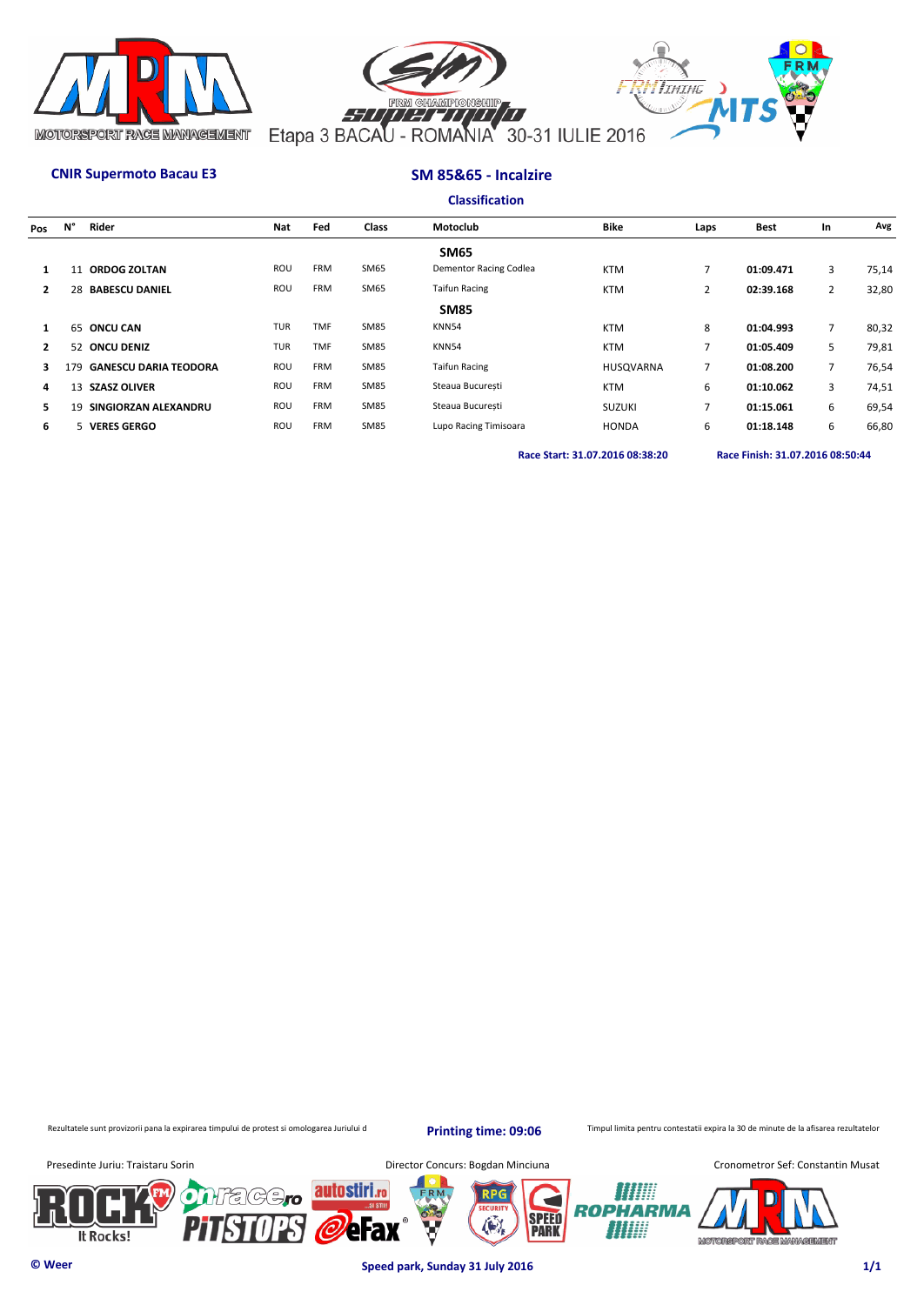Etapa 3 BACAU - ROMANIA 30-31 IULIE 2016

**CNIR Supermoto Bacau E3**

## SM 85&65 - Incalzire

### Classification

| Pos | N° | Rider | Nat | Fed | Class | Motoclub | Bike | Laps | Best | In | Avg |
|---|---|---|---|---|---|---|---|---|---|---|---|
| | | | | | | **SM65** | | | | | |
| 1 | 11 | **ORDOG ZOLTAN** | ROU | FRM | SM65 | Dementor Racing Codlea | KTM | 7 | **01:09.471** | 3 | 75,14 |
| 2 | 28 | **BABESCU DANIEL** | ROU | FRM | SM65 | Taifun Racing | KTM | 2 | **02:39.168** | 2 | 32,80 |
| | | | | | | **SM85** | | | | | |
| 1 | 65 | **ONCU CAN** | TUR | TMF | SM85 | KNN54 | KTM | 8 | **01:04.993** | 7 | 80,32 |
| 2 | 52 | **ONCU DENIZ** | TUR | TMF | SM85 | KNN54 | KTM | 7 | **01:05.409** | 5 | 79,81 |
| 3 | 179 | **GANESCU DARIA TEODORA** | ROU | FRM | SM85 | Taifun Racing | HUSQVARNA | 7 | **01:08.200** | 7 | 76,54 |
| 4 | 13 | **SZASZ OLIVER** | ROU | FRM | SM85 | Steaua București | KTM | 6 | **01:10.062** | 3 | 74,51 |
| 5 | 19 | **SINGIORZAN ALEXANDRU** | ROU | FRM | SM85 | Steaua București | SUZUKI | 7 | **01:15.061** | 6 | 69,54 |
| 6 | 5 | **VERES GERGO** | ROU | FRM | SM85 | Lupo Racing Timisoara | HONDA | 6 | **01:18.148** | 6 | 66,80 |

**Race Start: 31.07.2016 08:38:20** **Race Finish: 31.07.2016 08:50:44**

Rezultatele sunt provizorii pana la expirarea timpului de protest si omologarea Juriului d

**Printing time: 09:06**

Timpul limita pentru contestatii expira la 30 de minute de la afisarea rezultatelor

Presedinte Juriu: Traistaru Sorin

Director Concurs: Bogdan Minciuna

Cronometror Sef: Constantin Musat

**© Weer**

**Speed park, Sunday 31 July 2016**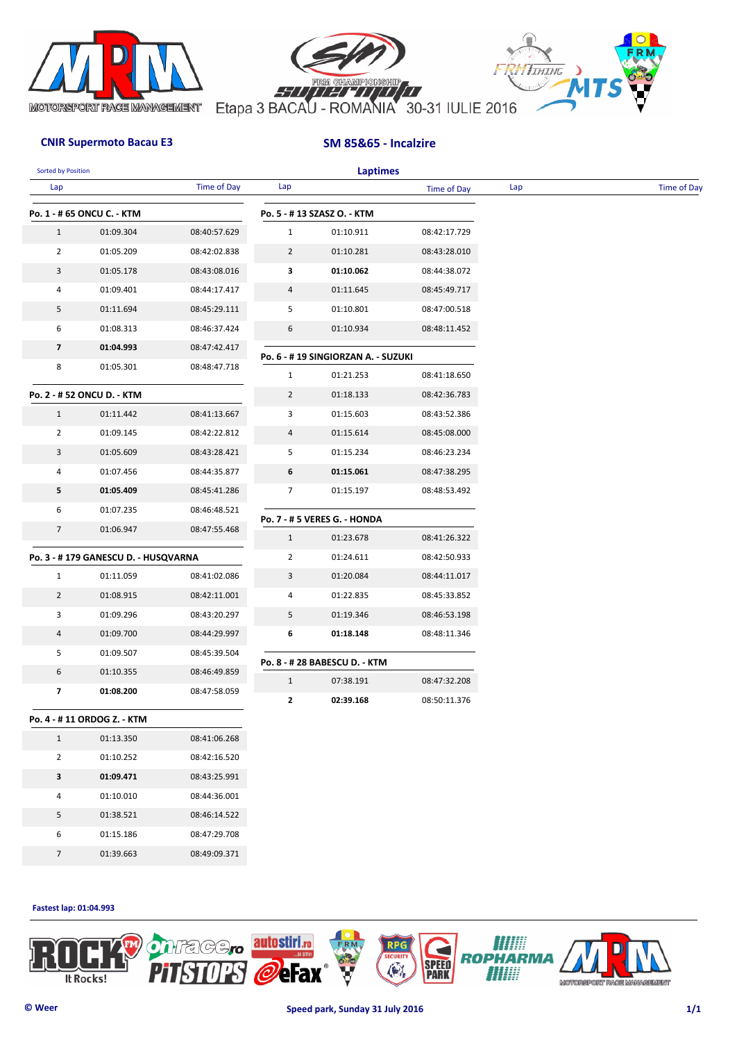Etapa 3 BACAU - ROMANIA 30-31 IULIE 2016

**CNIR Supermoto Bacau E3**

**SM 85&65 - Incalzire**

Sorted by Position

**Laptimes**

**Po. 1 - # 65 ONCU C. - KTM**

| Lap | | Time of Day |
|---|---|---|
| 1 | 01:09.304 | 08:40:57.629 |
| 2 | 01:05.209 | 08:42:02.838 |
| 3 | 01:05.178 | 08:43:08.016 |
| 4 | 01:09.401 | 08:44:17.417 |
| 5 | 01:11.694 | 08:45:29.111 |
| 6 | 01:08.313 | 08:46:37.424 |
| **7** | **01:04.993** | 08:47:42.417 |
| 8 | 01:05.301 | 08:48:47.718 |

**Po. 2 - # 52 ONCU D. - KTM**

| Lap | | Time of Day |
|---|---|---|
| 1 | 01:11.442 | 08:41:13.667 |
| 2 | 01:09.145 | 08:42:22.812 |
| 3 | 01:05.609 | 08:43:28.421 |
| 4 | 01:07.456 | 08:44:35.877 |
| **5** | **01:05.409** | 08:45:41.286 |
| 6 | 01:07.235 | 08:46:48.521 |
| 7 | 01:06.947 | 08:47:55.468 |

**Po. 3 - # 179 GANESCU D. - HUSQVARNA**

| Lap | | Time of Day |
|---|---|---|
| 1 | 01:11.059 | 08:41:02.086 |
| 2 | 01:08.915 | 08:42:11.001 |
| 3 | 01:09.296 | 08:43:20.297 |
| 4 | 01:09.700 | 08:44:29.997 |
| 5 | 01:09.507 | 08:45:39.504 |
| 6 | 01:10.355 | 08:46:49.859 |
| **7** | **01:08.200** | 08:47:58.059 |

**Po. 4 - # 11 ORDOG Z. - KTM**

| Lap | | Time of Day |
|---|---|---|
| 1 | 01:13.350 | 08:41:06.268 |
| 2 | 01:10.252 | 08:42:16.520 |
| **3** | **01:09.471** | 08:43:25.991 |
| 4 | 01:10.010 | 08:44:36.001 |
| 5 | 01:38.521 | 08:46:14.522 |
| 6 | 01:15.186 | 08:47:29.708 |
| 7 | 01:39.663 | 08:49:09.371 |

**Po. 5 - # 13 SZASZ O. - KTM**

| Lap | | Time of Day |
|---|---|---|
| 1 | 01:10.911 | 08:42:17.729 |
| 2 | 01:10.281 | 08:43:28.010 |
| **3** | **01:10.062** | 08:44:38.072 |
| 4 | 01:11.645 | 08:45:49.717 |
| 5 | 01:10.801 | 08:47:00.518 |
| 6 | 01:10.934 | 08:48:11.452 |

**Po. 6 - # 19 SINGIORZAN A. - SUZUKI**

| Lap | | Time of Day |
|---|---|---|
| 1 | 01:21.253 | 08:41:18.650 |
| 2 | 01:18.133 | 08:42:36.783 |
| 3 | 01:15.603 | 08:43:52.386 |
| 4 | 01:15.614 | 08:45:08.000 |
| 5 | 01:15.234 | 08:46:23.234 |
| **6** | **01:15.061** | 08:47:38.295 |
| 7 | 01:15.197 | 08:48:53.492 |

**Po. 7 - # 5 VERES G. - HONDA**

| Lap | | Time of Day |
|---|---|---|
| 1 | 01:23.678 | 08:41:26.322 |
| 2 | 01:24.611 | 08:42:50.933 |
| 3 | 01:20.084 | 08:44:11.017 |
| 4 | 01:22.835 | 08:45:33.852 |
| 5 | 01:19.346 | 08:46:53.198 |
| **6** | **01:18.148** | 08:48:11.346 |

**Po. 8 - # 28 BABESCU D. - KTM**

| Lap | | Time of Day |
|---|---|---|
| 1 | 07:38.191 | 08:47:32.208 |
| **2** | **02:39.168** | 08:50:11.376 |

**Fastest lap: 01:04.993**

© Weer

Speed park, Sunday 31 July 2016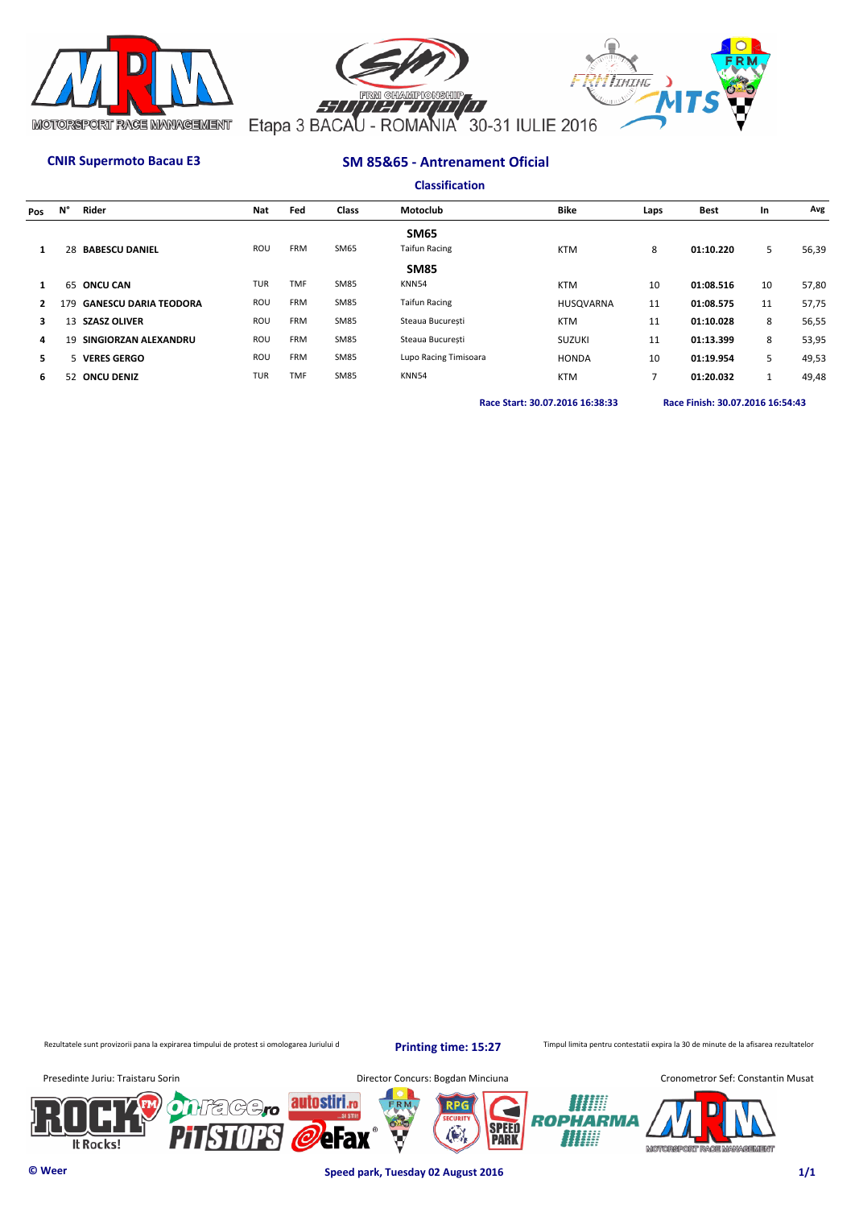Etapa 3 BACAU - ROMANIA 30-31 IULIE 2016

**CNIR Supermoto Bacau E3**

## SM 85&65 - Antrenament Oficial

### Classification

| Pos | N° | Rider | Nat | Fed | Class | Motoclub | Bike | Laps | Best | In | Avg |
|---|---|---|---|---|---|---|---|---|---|---|---|
| | | | | | | **SM65** | | | | | |
| 1 | 28 | **BABESCU DANIEL** | ROU | FRM | SM65 | Taifun Racing | KTM | 8 | **01:10.220** | 5 | 56,39 |
| | | | | | | **SM85** | | | | | |
| 1 | 65 | **ONCU CAN** | TUR | TMF | SM85 | KNN54 | KTM | 10 | **01:08.516** | 10 | 57,80 |
| 2 | 179 | **GANESCU DARIA TEODORA** | ROU | FRM | SM85 | Taifun Racing | HUSQVARNA | 11 | **01:08.575** | 11 | 57,75 |
| 3 | 13 | **SZASZ OLIVER** | ROU | FRM | SM85 | Steaua București | KTM | 11 | **01:10.028** | 8 | 56,55 |
| 4 | 19 | **SINGIORZAN ALEXANDRU** | ROU | FRM | SM85 | Steaua București | SUZUKI | 11 | **01:13.399** | 8 | 53,95 |
| 5 | 5 | **VERES GERGO** | ROU | FRM | SM85 | Lupo Racing Timisoara | HONDA | 10 | **01:19.954** | 5 | 49,53 |
| 6 | 52 | **ONCU DENIZ** | TUR | TMF | SM85 | KNN54 | KTM | 7 | **01:20.032** | 1 | 49,48 |

**Race Start: 30.07.2016 16:38:33** **Race Finish: 30.07.2016 16:54:43**

Rezultatele sunt provizorii pana la expirarea timpului de protest si omologarea Juriului d

**Printing time: 15:27**

Timpul limita pentru contestatii expira la 30 de minute de la afisarea rezultatelor

Presedinte Juriu: Traistaru Sorin

Director Concurs: Bogdan Minciuna

Cronometror Sef: Constantin Musat

**© Weer**

**Speed park, Tuesday 02 August 2016**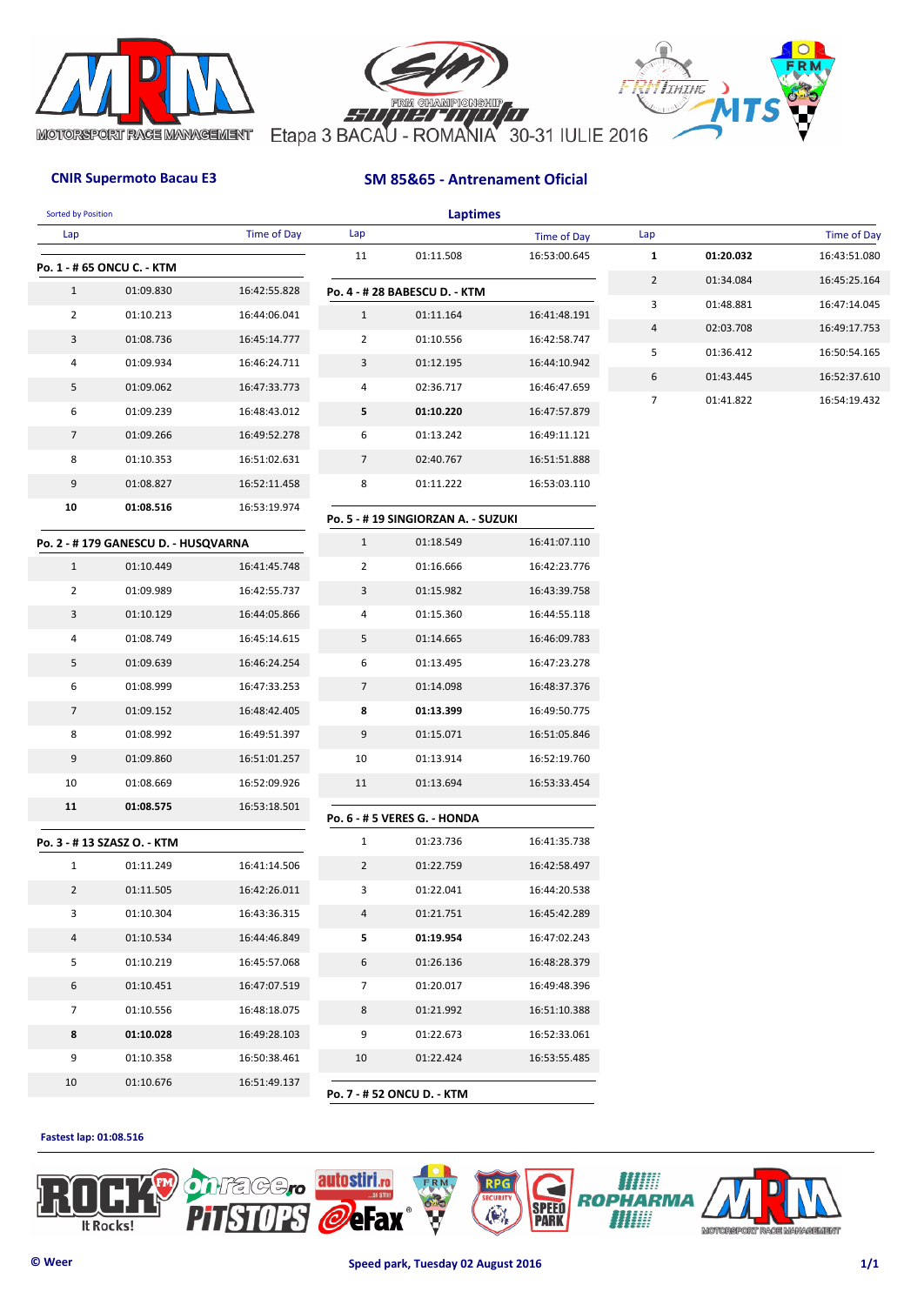Etapa 3 BACAU - ROMANIA 30-31 IULIE 2016

**CNIR Supermoto Bacau E3**

## SM 85&65 - Antrenament Oficial

Sorted by Position

### Laptimes

**Po. 1 - # 65 ONCU C. - KTM**

| Lap | Laptime | Time of Day |
|---|---|---|
| 1 | 01:09.830 | 16:42:55.828 |
| 2 | 01:10.213 | 16:44:06.041 |
| 3 | 01:08.736 | 16:45:14.777 |
| 4 | 01:09.934 | 16:46:24.711 |
| 5 | 01:09.062 | 16:47:33.773 |
| 6 | 01:09.239 | 16:48:43.012 |
| 7 | 01:09.266 | 16:49:52.278 |
| 8 | 01:10.353 | 16:51:02.631 |
| 9 | 01:08.827 | 16:52:11.458 |
| **10** | **01:08.516** | 16:53:19.974 |

**Po. 2 - # 179 GANESCU D. - HUSQVARNA**

| Lap | Laptime | Time of Day |
|---|---|---|
| 1 | 01:10.449 | 16:41:45.748 |
| 2 | 01:09.989 | 16:42:55.737 |
| 3 | 01:10.129 | 16:44:05.866 |
| 4 | 01:08.749 | 16:45:14.615 |
| 5 | 01:09.639 | 16:46:24.254 |
| 6 | 01:08.999 | 16:47:33.253 |
| 7 | 01:09.152 | 16:48:42.405 |
| 8 | 01:08.992 | 16:49:51.397 |
| 9 | 01:09.860 | 16:51:01.257 |
| 10 | 01:08.669 | 16:52:09.926 |
| **11** | **01:08.575** | 16:53:18.501 |

**Po. 3 - # 13 SZASZ O. - KTM**

| Lap | Laptime | Time of Day |
|---|---|---|
| 1 | 01:11.249 | 16:41:14.506 |
| 2 | 01:11.505 | 16:42:26.011 |
| 3 | 01:10.304 | 16:43:36.315 |
| 4 | 01:10.534 | 16:44:46.849 |
| 5 | 01:10.219 | 16:45:57.068 |
| 6 | 01:10.451 | 16:47:07.519 |
| 7 | 01:10.556 | 16:48:18.075 |
| **8** | **01:10.028** | 16:49:28.103 |
| 9 | 01:10.358 | 16:50:38.461 |
| 10 | 01:10.676 | 16:51:49.137 |
| 11 | 01:11.508 | 16:53:00.645 |

**Po. 4 - # 28 BABESCU D. - KTM**

| Lap | Laptime | Time of Day |
|---|---|---|
| 1 | 01:11.164 | 16:41:48.191 |
| 2 | 01:10.556 | 16:42:58.747 |
| 3 | 01:12.195 | 16:44:10.942 |
| 4 | 02:36.717 | 16:46:47.659 |
| **5** | **01:10.220** | 16:47:57.879 |
| 6 | 01:13.242 | 16:49:11.121 |
| 7 | 02:40.767 | 16:51:51.888 |
| 8 | 01:11.222 | 16:53:03.110 |

**Po. 5 - # 19 SINGIORZAN A. - SUZUKI**

| Lap | Laptime | Time of Day |
|---|---|---|
| 1 | 01:18.549 | 16:41:07.110 |
| 2 | 01:16.666 | 16:42:23.776 |
| 3 | 01:15.982 | 16:43:39.758 |
| 4 | 01:15.360 | 16:44:55.118 |
| 5 | 01:14.665 | 16:46:09.783 |
| 6 | 01:13.495 | 16:47:23.278 |
| 7 | 01:14.098 | 16:48:37.376 |
| **8** | **01:13.399** | 16:49:50.775 |
| 9 | 01:15.071 | 16:51:05.846 |
| 10 | 01:13.914 | 16:52:19.760 |
| 11 | 01:13.694 | 16:53:33.454 |

**Po. 6 - # 5 VERES G. - HONDA**

| Lap | Laptime | Time of Day |
|---|---|---|
| 1 | 01:23.736 | 16:41:35.738 |
| 2 | 01:22.759 | 16:42:58.497 |
| 3 | 01:22.041 | 16:44:20.538 |
| 4 | 01:21.751 | 16:45:42.289 |
| **5** | **01:19.954** | 16:47:02.243 |
| 6 | 01:26.136 | 16:48:28.379 |
| 7 | 01:20.017 | 16:49:48.396 |
| 8 | 01:21.992 | 16:51:10.388 |
| 9 | 01:22.673 | 16:52:33.061 |
| 10 | 01:22.424 | 16:53:55.485 |

**Po. 7 - # 52 ONCU D. - KTM**

| Lap | Laptime | Time of Day |
|---|---|---|
| **1** | **01:20.032** | 16:43:51.080 |
| 2 | 01:34.084 | 16:45:25.164 |
| 3 | 01:48.881 | 16:47:14.045 |
| 4 | 02:03.708 | 16:49:17.753 |
| 5 | 01:36.412 | 16:50:54.165 |
| 6 | 01:43.445 | 16:52:37.610 |
| 7 | 01:41.822 | 16:54:19.432 |

**Fastest lap: 01:08.516**

© Weer

**Speed park, Tuesday 02 August 2016**